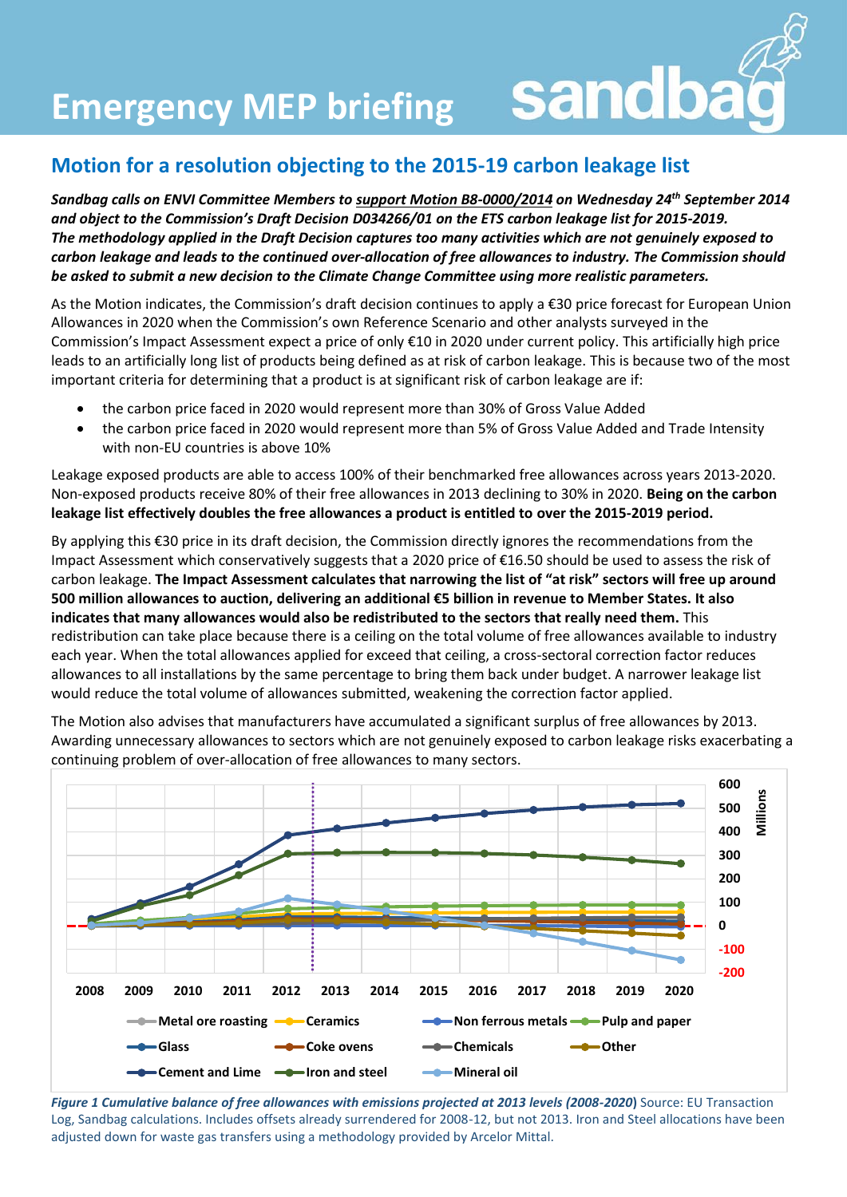# Emergency MEP briefing

## Motion for a resolution objecting to the 2015-19 carbon leakage list

***Sandbag calls on ENVI Committee Members to support Motion B8-0000/2014 on Wednesday 24th September 2014 and object to the Commission's Draft Decision D034266/01 on the ETS carbon leakage list for 2015-2019. The methodology applied in the Draft Decision captures too many activities which are not genuinely exposed to carbon leakage and leads to the continued over-allocation of free allowances to industry. The Commission should be asked to submit a new decision to the Climate Change Committee using more realistic parameters.***

As the Motion indicates, the Commission's draft decision continues to apply a €30 price forecast for European Union Allowances in 2020 when the Commission's own Reference Scenario and other analysts surveyed in the Commission's Impact Assessment expect a price of only €10 in 2020 under current policy. This artificially high price leads to an artificially long list of products being defined as at risk of carbon leakage. This is because two of the most important criteria for determining that a product is at significant risk of carbon leakage are if:

- the carbon price faced in 2020 would represent more than 30% of Gross Value Added
- the carbon price faced in 2020 would represent more than 5% of Gross Value Added and Trade Intensity with non-EU countries is above 10%

Leakage exposed products are able to access 100% of their benchmarked free allowances across years 2013-2020. Non-exposed products receive 80% of their free allowances in 2013 declining to 30% in 2020. **Being on the carbon leakage list effectively doubles the free allowances a product is entitled to over the 2015-2019 period.**

By applying this €30 price in its draft decision, the Commission directly ignores the recommendations from the Impact Assessment which conservatively suggests that a 2020 price of €16.50 should be used to assess the risk of carbon leakage. **The Impact Assessment calculates that narrowing the list of "at risk" sectors will free up around 500 million allowances to auction, delivering an additional €5 billion in revenue to Member States. It also indicates that many allowances would also be redistributed to the sectors that really need them.** This redistribution can take place because there is a ceiling on the total volume of free allowances available to industry each year. When the total allowances applied for exceed that ceiling, a cross-sectoral correction factor reduces allowances to all installations by the same percentage to bring them back under budget. A narrower leakage list would reduce the total volume of allowances submitted, weakening the correction factor applied.

The Motion also advises that manufacturers have accumulated a significant surplus of free allowances by 2013. Awarding unnecessary allowances to sectors which are not genuinely exposed to carbon leakage risks exacerbating a continuing problem of over-allocation of free allowances to many sectors.

***Figure 1 Cumulative balance of free allowances with emissions projected at 2013 levels (2008-2020)*** *Source: EU Transaction Log, Sandbag calculations. Includes offsets already surrendered for 2008-12, but not 2013. Iron and Steel allocations have been adjusted down for waste gas transfers using a methodology provided by Arcelor Mittal.*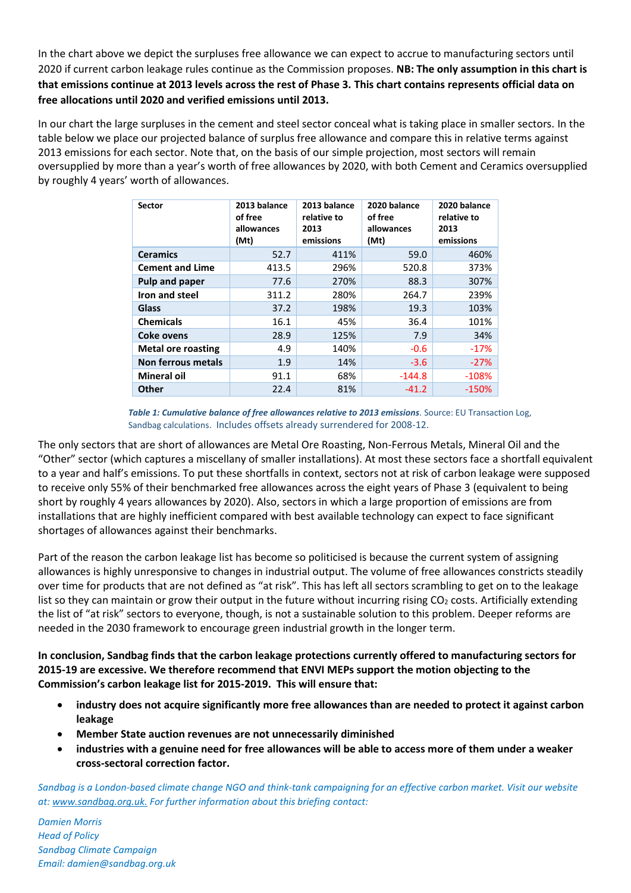In the chart above we depict the surpluses free allowance we can expect to accrue to manufacturing sectors until 2020 if current carbon leakage rules continue as the Commission proposes. **NB: The only assumption in this chart is that emissions continue at 2013 levels across the rest of Phase 3. This chart contains represents official data on free allocations until 2020 and verified emissions until 2013.**

In our chart the large surpluses in the cement and steel sector conceal what is taking place in smaller sectors. In the table below we place our projected balance of surplus free allowance and compare this in relative terms against 2013 emissions for each sector. Note that, on the basis of our simple projection, most sectors will remain oversupplied by more than a year's worth of free allowances by 2020, with both Cement and Ceramics oversupplied by roughly 4 years' worth of allowances.

| Sector | 2013 balance of free allowances (Mt) | 2013 balance relative to 2013 emissions | 2020 balance of free allowances (Mt) | 2020 balance relative to 2013 emissions |
|---|---|---|---|---|
| **Ceramics** | 52.7 | 411% | 59.0 | 460% |
| **Cement and Lime** | 413.5 | 296% | 520.8 | 373% |
| **Pulp and paper** | 77.6 | 270% | 88.3 | 307% |
| **Iron and steel** | 311.2 | 280% | 264.7 | 239% |
| **Glass** | 37.2 | 198% | 19.3 | 103% |
| **Chemicals** | 16.1 | 45% | 36.4 | 101% |
| **Coke ovens** | 28.9 | 125% | 7.9 | 34% |
| **Metal ore roasting** | 4.9 | 140% | -0.6 | -17% |
| **Non ferrous metals** | 1.9 | 14% | -3.6 | -27% |
| **Mineral oil** | 91.1 | 68% | -144.8 | -108% |
| **Other** | 22.4 | 81% | -41.2 | -150% |

***Table 1: Cumulative balance of free allowances relative to 2013 emissions***. Source: EU Transaction Log, Sandbag calculations. Includes offsets already surrendered for 2008-12.

The only sectors that are short of allowances are Metal Ore Roasting, Non-Ferrous Metals, Mineral Oil and the "Other" sector (which captures a miscellany of smaller installations). At most these sectors face a shortfall equivalent to a year and half's emissions. To put these shortfalls in context, sectors not at risk of carbon leakage were supposed to receive only 55% of their benchmarked free allowances across the eight years of Phase 3 (equivalent to being short by roughly 4 years allowances by 2020). Also, sectors in which a large proportion of emissions are from installations that are highly inefficient compared with best available technology can expect to face significant shortages of allowances against their benchmarks.

Part of the reason the carbon leakage list has become so politicised is because the current system of assigning allowances is highly unresponsive to changes in industrial output. The volume of free allowances constricts steadily over time for products that are not defined as "at risk". This has left all sectors scrambling to get on to the leakage list so they can maintain or grow their output in the future without incurring rising $CO_2$ costs. Artificially extending the list of "at risk" sectors to everyone, though, is not a sustainable solution to this problem. Deeper reforms are needed in the 2030 framework to encourage green industrial growth in the longer term.

**In conclusion, Sandbag finds that the carbon leakage protections currently offered to manufacturing sectors for 2015-19 are excessive. We therefore recommend that ENVI MEPs support the motion objecting to the Commission's carbon leakage list for 2015-2019. This will ensure that:**

- **industry does not acquire significantly more free allowances than are needed to protect it against carbon leakage**
- **Member State auction revenues are not unnecessarily diminished**
- **industries with a genuine need for free allowances will be able to access more of them under a weaker cross-sectoral correction factor.**

*Sandbag is a London-based climate change NGO and think-tank campaigning for an effective carbon market. Visit our website at: www.sandbag.org.uk. For further information about this briefing contact:*

*Damien Morris*
*Head of Policy*
*Sandbag Climate Campaign*
*Email: damien@sandbag.org.uk*